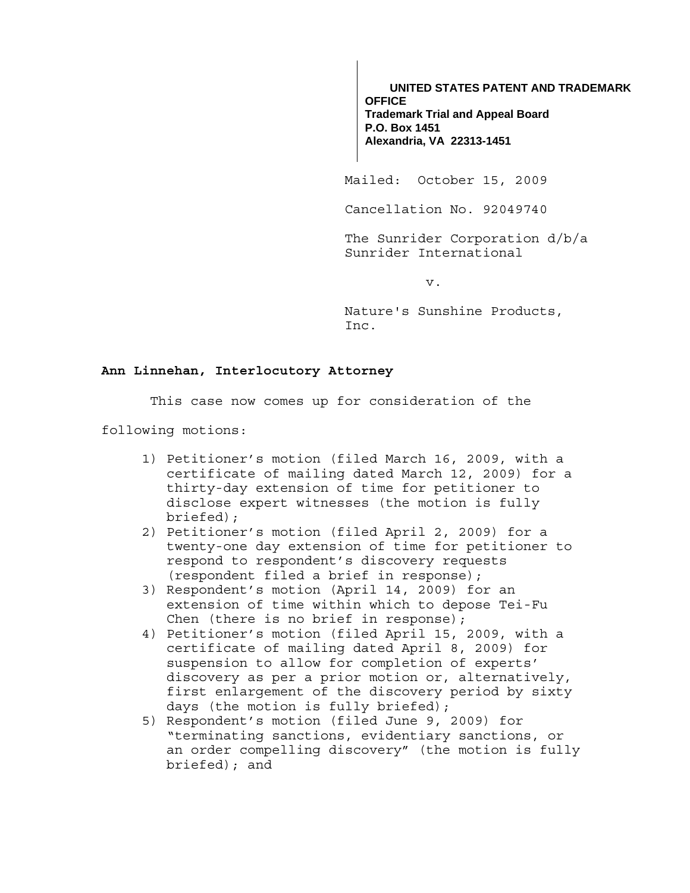**UNITED STATES PATENT AND TRADEMARK OFFICE**
**Trademark Trial and Appeal Board**
**P.O. Box 1451**
**Alexandria, VA 22313-1451**

Mailed: October 15, 2009

Cancellation No. 92049740

The Sunrider Corporation d/b/a Sunrider International

v.

Nature's Sunshine Products, Inc.

**Ann Linnehan, Interlocutory Attorney**

This case now comes up for consideration of the following motions:

1) Petitioner's motion (filed March 16, 2009, with a certificate of mailing dated March 12, 2009) for a thirty-day extension of time for petitioner to disclose expert witnesses (the motion is fully briefed);
2) Petitioner's motion (filed April 2, 2009) for a twenty-one day extension of time for petitioner to respond to respondent's discovery requests (respondent filed a brief in response);
3) Respondent's motion (April 14, 2009) for an extension of time within which to depose Tei-Fu Chen (there is no brief in response);
4) Petitioner's motion (filed April 15, 2009, with a certificate of mailing dated April 8, 2009) for suspension to allow for completion of experts' discovery as per a prior motion or, alternatively, first enlargement of the discovery period by sixty days (the motion is fully briefed);
5) Respondent's motion (filed June 9, 2009) for "terminating sanctions, evidentiary sanctions, or an order compelling discovery" (the motion is fully briefed); and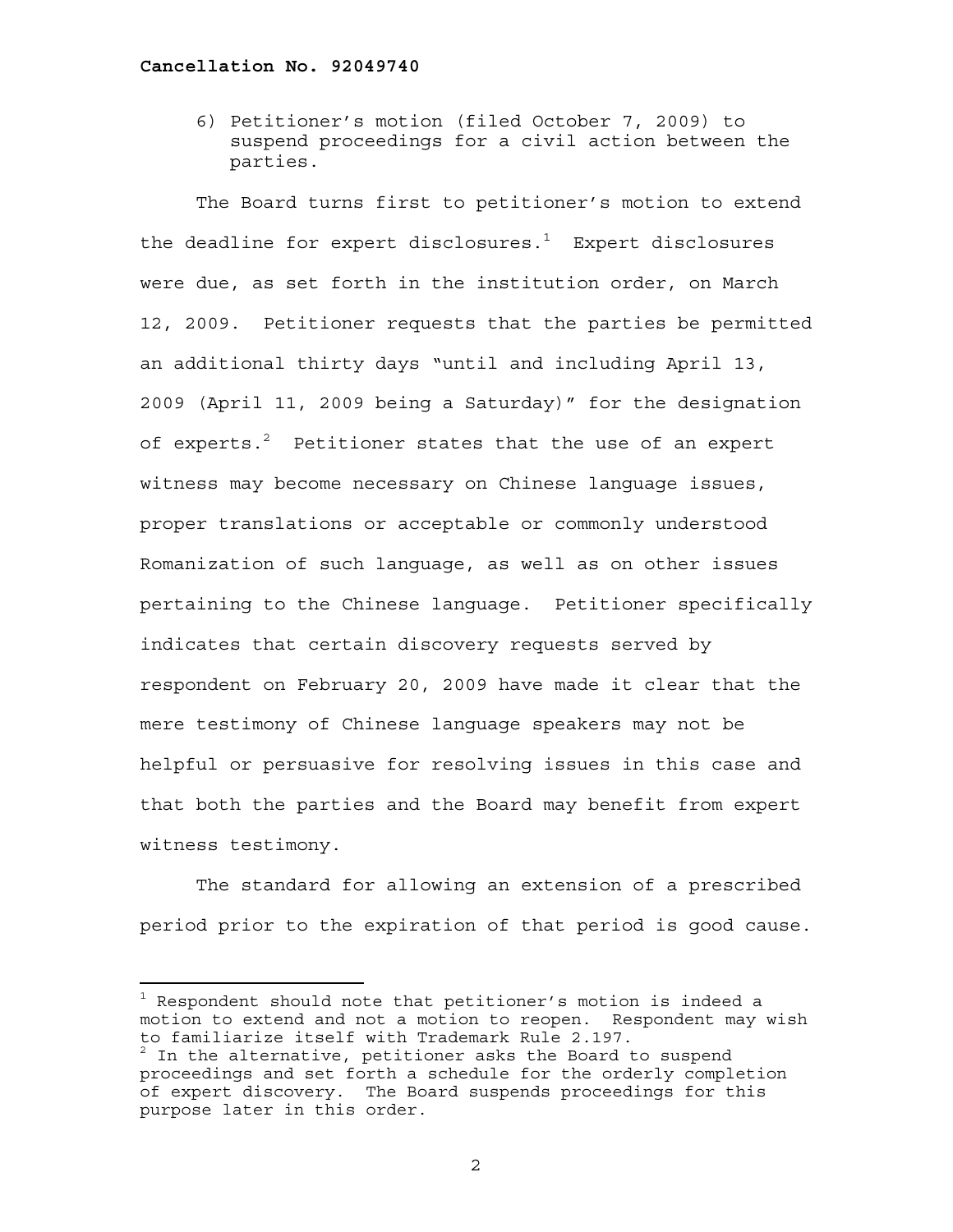6) Petitioner's motion (filed October 7, 2009) to suspend proceedings for a civil action between the parties.

The Board turns first to petitioner's motion to extend the deadline for expert disclosures.[1] Expert disclosures were due, as set forth in the institution order, on March 12, 2009. Petitioner requests that the parties be permitted an additional thirty days "until and including April 13, 2009 (April 11, 2009 being a Saturday)" for the designation of experts.[2] Petitioner states that the use of an expert witness may become necessary on Chinese language issues, proper translations or acceptable or commonly understood Romanization of such language, as well as on other issues pertaining to the Chinese language. Petitioner specifically indicates that certain discovery requests served by respondent on February 20, 2009 have made it clear that the mere testimony of Chinese language speakers may not be helpful or persuasive for resolving issues in this case and that both the parties and the Board may benefit from expert witness testimony.

The standard for allowing an extension of a prescribed period prior to the expiration of that period is good cause.

---

[1] Respondent should note that petitioner's motion is indeed a motion to extend and not a motion to reopen. Respondent may wish to familiarize itself with Trademark Rule 2.197.

[2] In the alternative, petitioner asks the Board to suspend proceedings and set forth a schedule for the orderly completion of expert discovery. The Board suspends proceedings for this purpose later in this order.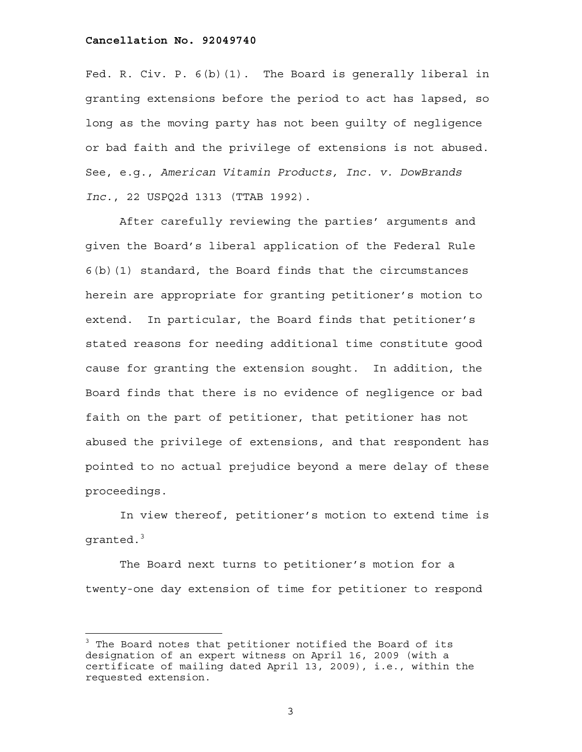Fed. R. Civ. P. 6(b)(1). The Board is generally liberal in granting extensions before the period to act has lapsed, so long as the moving party has not been guilty of negligence or bad faith and the privilege of extensions is not abused. See, e.g., *American Vitamin Products, Inc. v. DowBrands Inc.*, 22 USPQ2d 1313 (TTAB 1992).

After carefully reviewing the parties' arguments and given the Board's liberal application of the Federal Rule 6(b)(1) standard, the Board finds that the circumstances herein are appropriate for granting petitioner's motion to extend. In particular, the Board finds that petitioner's stated reasons for needing additional time constitute good cause for granting the extension sought. In addition, the Board finds that there is no evidence of negligence or bad faith on the part of petitioner, that petitioner has not abused the privilege of extensions, and that respondent has pointed to no actual prejudice beyond a mere delay of these proceedings.

In view thereof, petitioner's motion to extend time is granted.[3]

The Board next turns to petitioner's motion for a twenty-one day extension of time for petitioner to respond

---

[3] The Board notes that petitioner notified the Board of its designation of an expert witness on April 16, 2009 (with a certificate of mailing dated April 13, 2009), i.e., within the requested extension.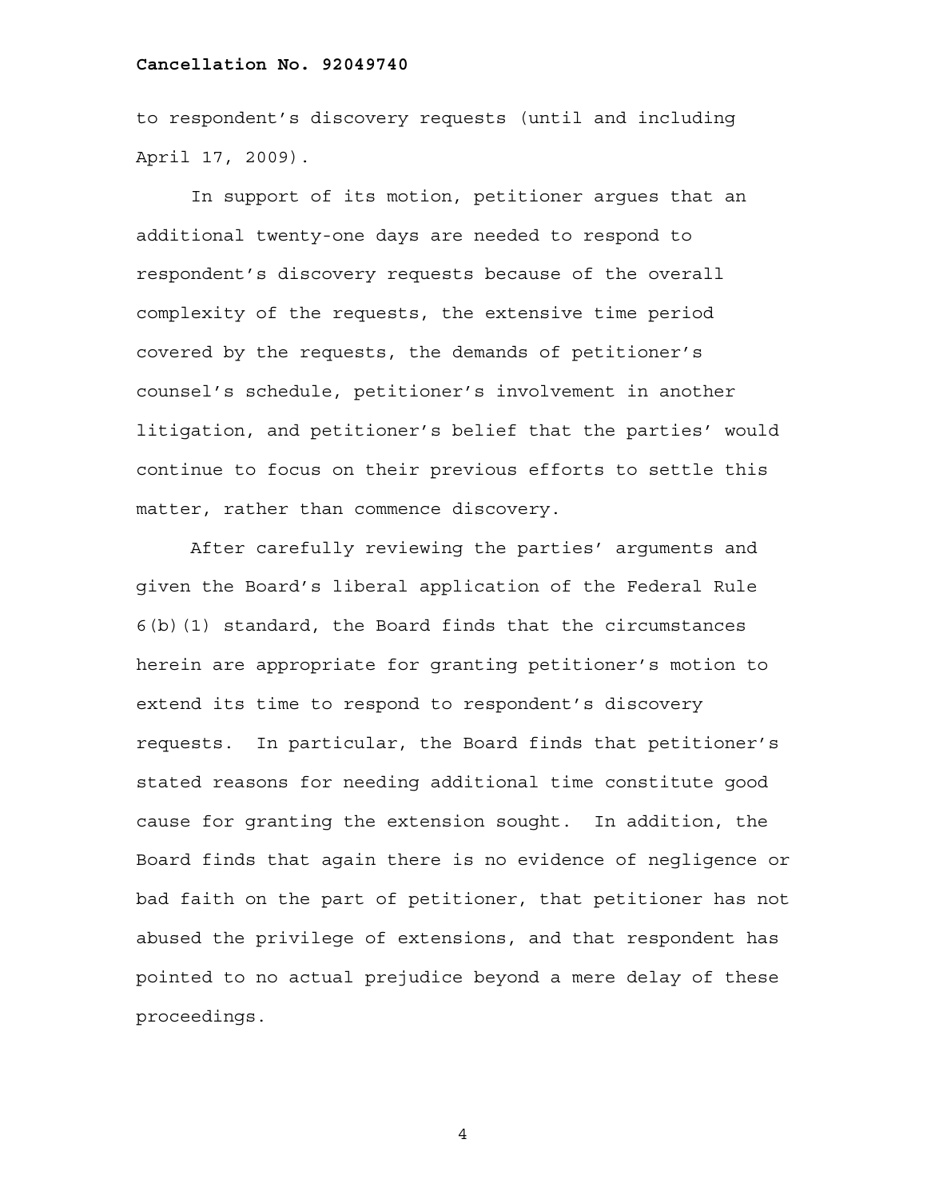to respondent's discovery requests (until and including April 17, 2009).

In support of its motion, petitioner argues that an additional twenty-one days are needed to respond to respondent's discovery requests because of the overall complexity of the requests, the extensive time period covered by the requests, the demands of petitioner's counsel's schedule, petitioner's involvement in another litigation, and petitioner's belief that the parties' would continue to focus on their previous efforts to settle this matter, rather than commence discovery.

After carefully reviewing the parties' arguments and given the Board's liberal application of the Federal Rule 6(b)(1) standard, the Board finds that the circumstances herein are appropriate for granting petitioner's motion to extend its time to respond to respondent's discovery requests. In particular, the Board finds that petitioner's stated reasons for needing additional time constitute good cause for granting the extension sought. In addition, the Board finds that again there is no evidence of negligence or bad faith on the part of petitioner, that petitioner has not abused the privilege of extensions, and that respondent has pointed to no actual prejudice beyond a mere delay of these proceedings.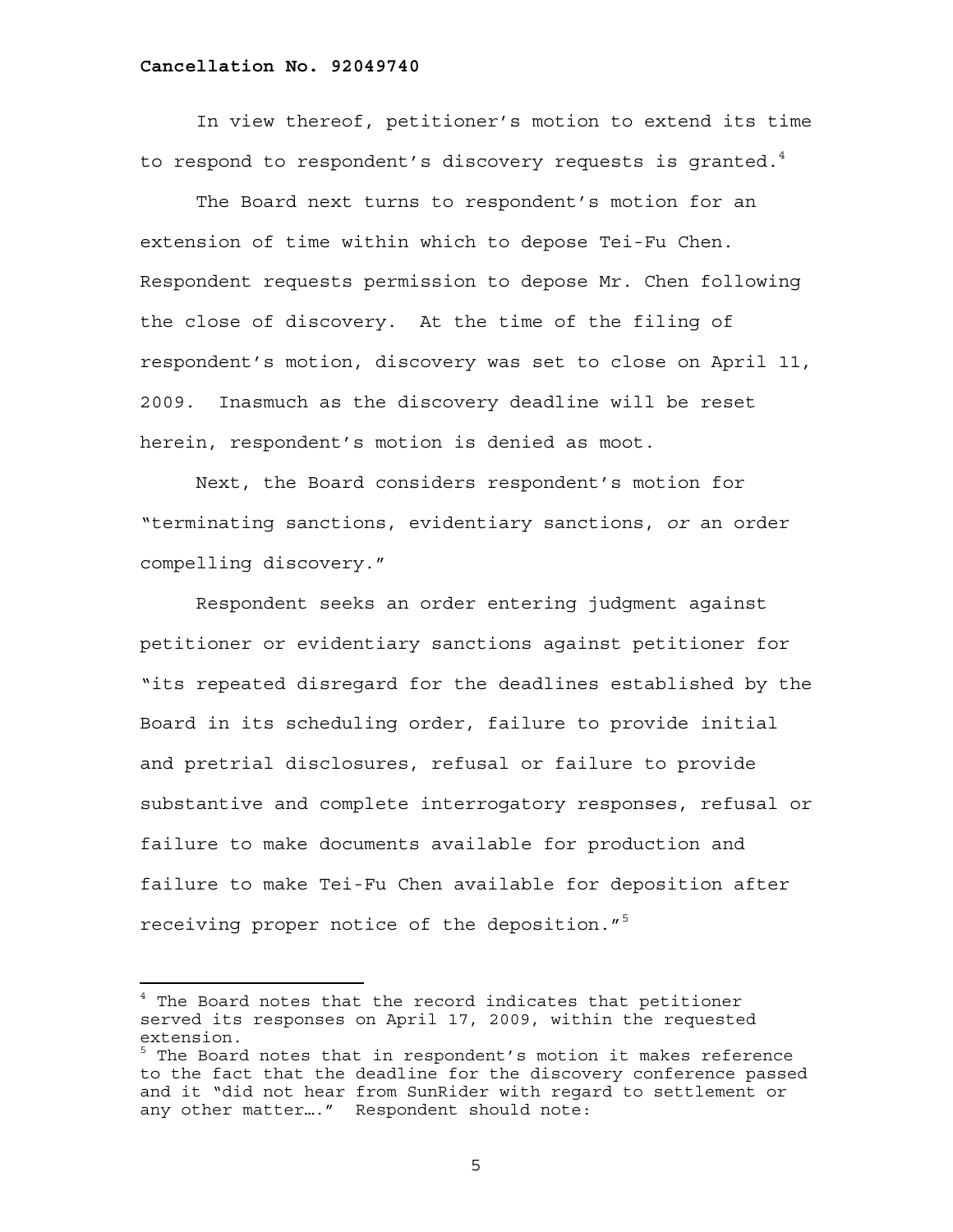In view thereof, petitioner's motion to extend its time to respond to respondent's discovery requests is granted.[4]

The Board next turns to respondent's motion for an extension of time within which to depose Tei-Fu Chen. Respondent requests permission to depose Mr. Chen following the close of discovery. At the time of the filing of respondent's motion, discovery was set to close on April 11, 2009. Inasmuch as the discovery deadline will be reset herein, respondent's motion is denied as moot.

Next, the Board considers respondent's motion for "terminating sanctions, evidentiary sanctions, *or* an order compelling discovery."

Respondent seeks an order entering judgment against petitioner or evidentiary sanctions against petitioner for "its repeated disregard for the deadlines established by the Board in its scheduling order, failure to provide initial and pretrial disclosures, refusal or failure to provide substantive and complete interrogatory responses, refusal or failure to make documents available for production and failure to make Tei-Fu Chen available for deposition after receiving proper notice of the deposition."[5]

---

[4] The Board notes that the record indicates that petitioner served its responses on April 17, 2009, within the requested extension.

[5] The Board notes that in respondent's motion it makes reference to the fact that the deadline for the discovery conference passed and it "did not hear from SunRider with regard to settlement or any other matter…." Respondent should note: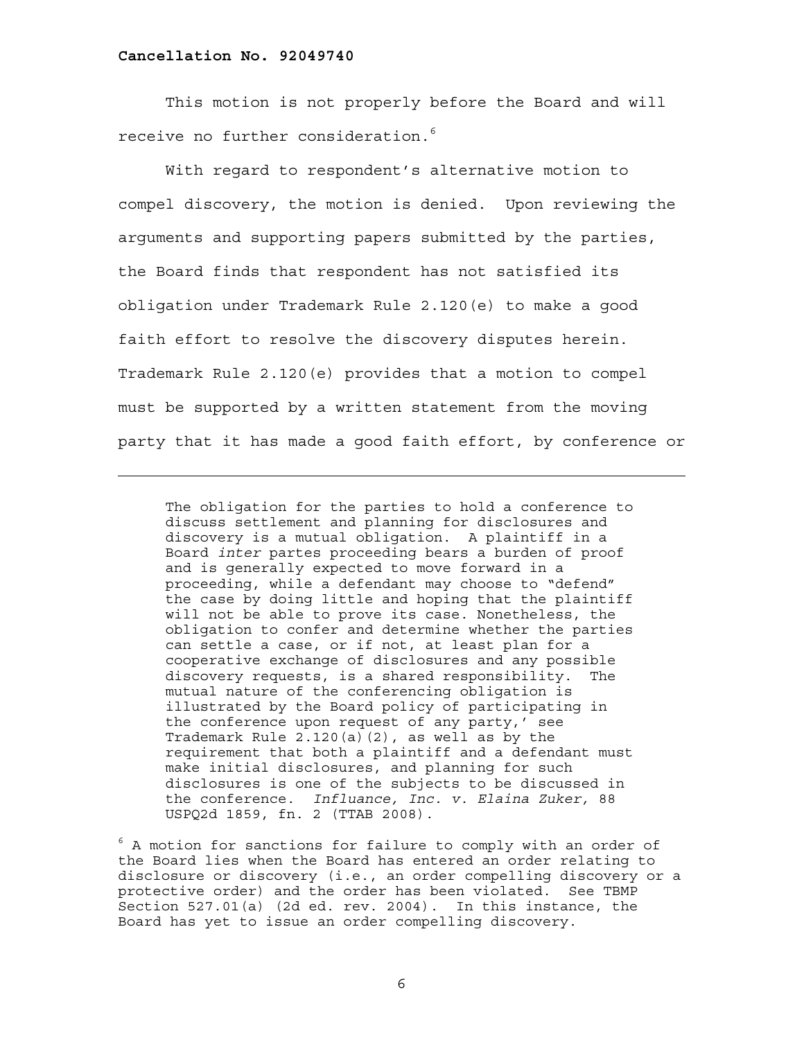This motion is not properly before the Board and will receive no further consideration.[6]

With regard to respondent's alternative motion to compel discovery, the motion is denied. Upon reviewing the arguments and supporting papers submitted by the parties, the Board finds that respondent has not satisfied its obligation under Trademark Rule 2.120(e) to make a good faith effort to resolve the discovery disputes herein. Trademark Rule 2.120(e) provides that a motion to compel must be supported by a written statement from the moving party that it has made a good faith effort, by conference or

---

> The obligation for the parties to hold a conference to discuss settlement and planning for disclosures and discovery is a mutual obligation. A plaintiff in a Board *inter* partes proceeding bears a burden of proof and is generally expected to move forward in a proceeding, while a defendant may choose to "defend" the case by doing little and hoping that the plaintiff will not be able to prove its case. Nonetheless, the obligation to confer and determine whether the parties can settle a case, or if not, at least plan for a cooperative exchange of disclosures and any possible discovery requests, is a shared responsibility. The mutual nature of the conferencing obligation is illustrated by the Board policy of participating in the conference upon request of any party,' see Trademark Rule 2.120(a)(2), as well as by the requirement that both a plaintiff and a defendant must make initial disclosures, and planning for such disclosures is one of the subjects to be discussed in the conference. *Influance, Inc. v. Elaina Zuker,* 88 USPQ2d 1859, fn. 2 (TTAB 2008).

[6] A motion for sanctions for failure to comply with an order of the Board lies when the Board has entered an order relating to disclosure or discovery (i.e., an order compelling discovery or a protective order) and the order has been violated. See TBMP Section 527.01(a) (2d ed. rev. 2004). In this instance, the Board has yet to issue an order compelling discovery.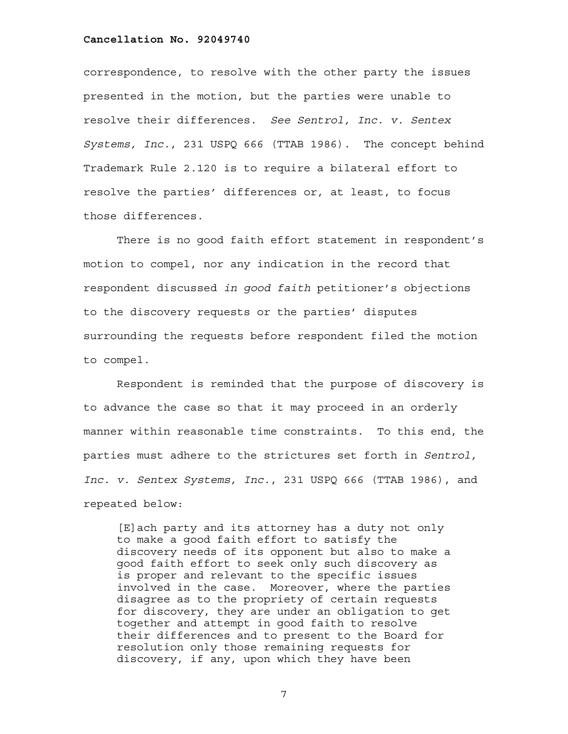correspondence, to resolve with the other party the issues presented in the motion, but the parties were unable to resolve their differences. *See Sentrol, Inc. v. Sentex Systems, Inc.*, 231 USPQ 666 (TTAB 1986). The concept behind Trademark Rule 2.120 is to require a bilateral effort to resolve the parties' differences or, at least, to focus those differences.

There is no good faith effort statement in respondent's motion to compel, nor any indication in the record that respondent discussed *in good faith* petitioner's objections to the discovery requests or the parties' disputes surrounding the requests before respondent filed the motion to compel.

Respondent is reminded that the purpose of discovery is to advance the case so that it may proceed in an orderly manner within reasonable time constraints. To this end, the parties must adhere to the strictures set forth in *Sentrol, Inc. v. Sentex Systems, Inc.*, 231 USPQ 666 (TTAB 1986), and repeated below:

> [E]ach party and its attorney has a duty not only to make a good faith effort to satisfy the discovery needs of its opponent but also to make a good faith effort to seek only such discovery as is proper and relevant to the specific issues involved in the case. Moreover, where the parties disagree as to the propriety of certain requests for discovery, they are under an obligation to get together and attempt in good faith to resolve their differences and to present to the Board for resolution only those remaining requests for discovery, if any, upon which they have been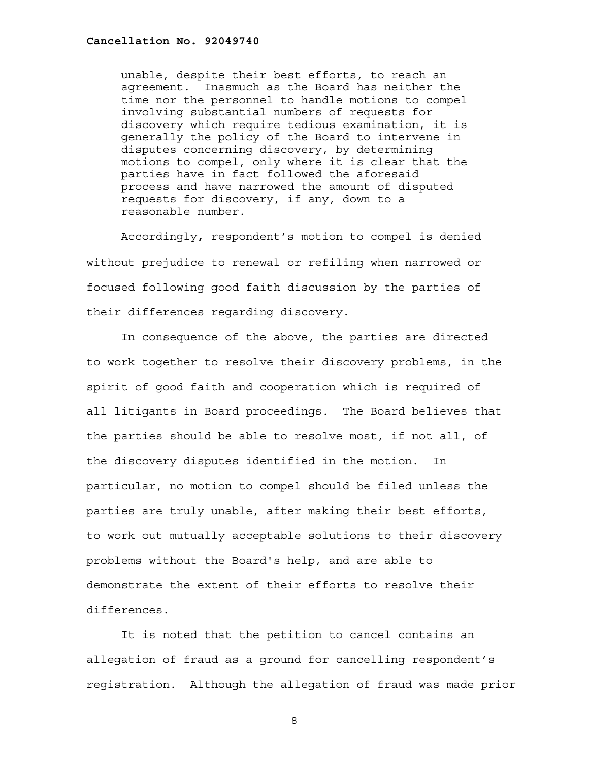> unable, despite their best efforts, to reach an agreement. Inasmuch as the Board has neither the time nor the personnel to handle motions to compel involving substantial numbers of requests for discovery which require tedious examination, it is generally the policy of the Board to intervene in disputes concerning discovery, by determining motions to compel, only where it is clear that the parties have in fact followed the aforesaid process and have narrowed the amount of disputed requests for discovery, if any, down to a reasonable number.

Accordingly, respondent's motion to compel is denied without prejudice to renewal or refiling when narrowed or focused following good faith discussion by the parties of their differences regarding discovery.

In consequence of the above, the parties are directed to work together to resolve their discovery problems, in the spirit of good faith and cooperation which is required of all litigants in Board proceedings. The Board believes that the parties should be able to resolve most, if not all, of the discovery disputes identified in the motion. In particular, no motion to compel should be filed unless the parties are truly unable, after making their best efforts, to work out mutually acceptable solutions to their discovery problems without the Board's help, and are able to demonstrate the extent of their efforts to resolve their differences.

It is noted that the petition to cancel contains an allegation of fraud as a ground for cancelling respondent's registration. Although the allegation of fraud was made prior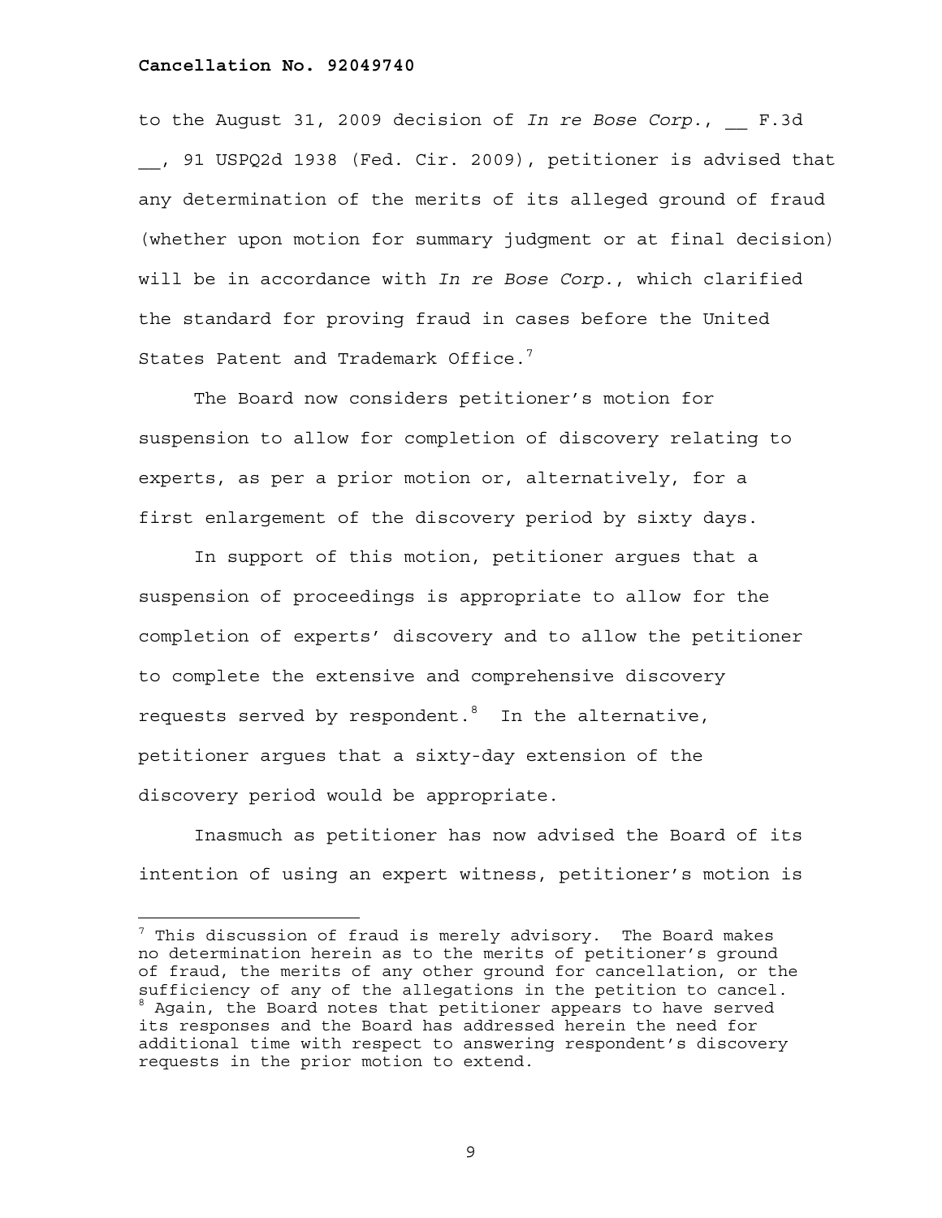to the August 31, 2009 decision of *In re Bose Corp.*, __ F.3d __, 91 USPQ2d 1938 (Fed. Cir. 2009), petitioner is advised that any determination of the merits of its alleged ground of fraud (whether upon motion for summary judgment or at final decision) will be in accordance with *In re Bose Corp.*, which clarified the standard for proving fraud in cases before the United States Patent and Trademark Office.[7]

The Board now considers petitioner's motion for suspension to allow for completion of discovery relating to experts, as per a prior motion or, alternatively, for a first enlargement of the discovery period by sixty days.

In support of this motion, petitioner argues that a suspension of proceedings is appropriate to allow for the completion of experts' discovery and to allow the petitioner to complete the extensive and comprehensive discovery requests served by respondent.[8] In the alternative, petitioner argues that a sixty-day extension of the discovery period would be appropriate.

Inasmuch as petitioner has now advised the Board of its intention of using an expert witness, petitioner's motion is

---

[7] This discussion of fraud is merely advisory. The Board makes no determination herein as to the merits of petitioner's ground of fraud, the merits of any other ground for cancellation, or the sufficiency of any of the allegations in the petition to cancel.

[8] Again, the Board notes that petitioner appears to have served its responses and the Board has addressed herein the need for additional time with respect to answering respondent's discovery requests in the prior motion to extend.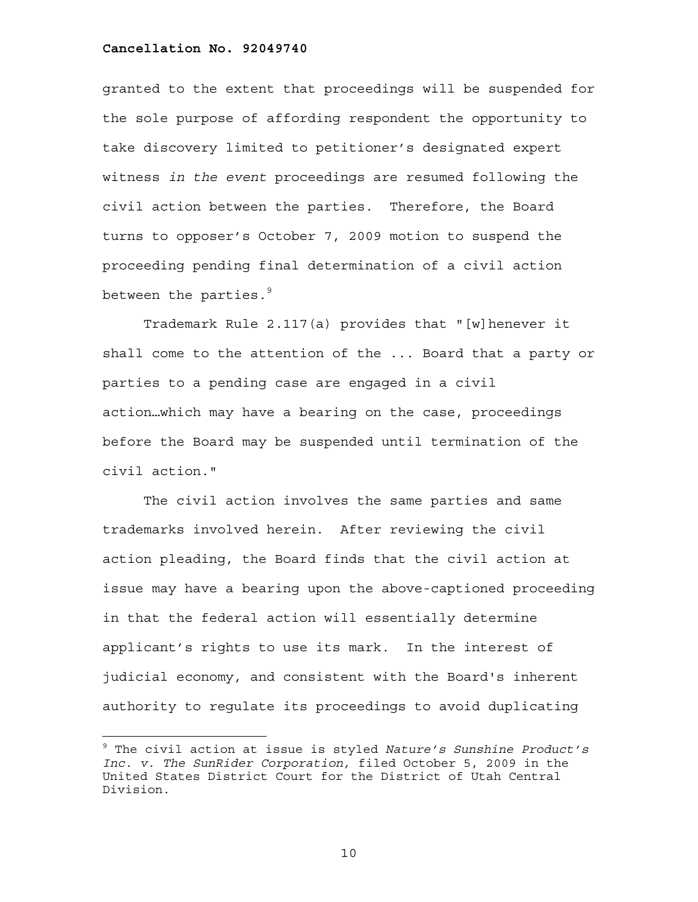granted to the extent that proceedings will be suspended for the sole purpose of affording respondent the opportunity to take discovery limited to petitioner's designated expert witness *in the event* proceedings are resumed following the civil action between the parties. Therefore, the Board turns to opposer's October 7, 2009 motion to suspend the proceeding pending final determination of a civil action between the parties.[9]

Trademark Rule 2.117(a) provides that "[w]henever it shall come to the attention of the ... Board that a party or parties to a pending case are engaged in a civil action…which may have a bearing on the case, proceedings before the Board may be suspended until termination of the civil action."

The civil action involves the same parties and same trademarks involved herein. After reviewing the civil action pleading, the Board finds that the civil action at issue may have a bearing upon the above-captioned proceeding in that the federal action will essentially determine applicant's rights to use its mark. In the interest of judicial economy, and consistent with the Board's inherent authority to regulate its proceedings to avoid duplicating

---

[9] The civil action at issue is styled *Nature's Sunshine Product's Inc. v. The SunRider Corporation,* filed October 5, 2009 in the United States District Court for the District of Utah Central Division.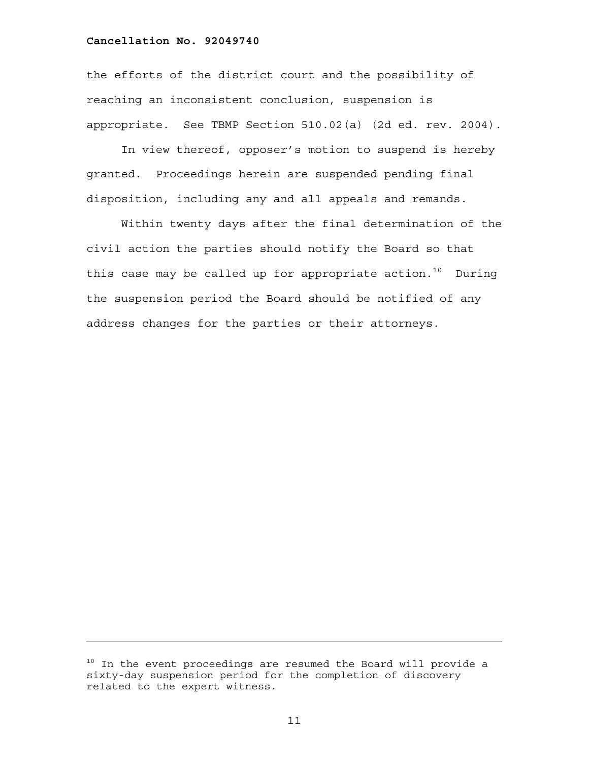the efforts of the district court and the possibility of reaching an inconsistent conclusion, suspension is appropriate. See TBMP Section 510.02(a) (2d ed. rev. 2004).

In view thereof, opposer's motion to suspend is hereby granted. Proceedings herein are suspended pending final disposition, including any and all appeals and remands.

Within twenty days after the final determination of the civil action the parties should notify the Board so that this case may be called up for appropriate action.[10] During the suspension period the Board should be notified of any address changes for the parties or their attorneys.

---

[10] In the event proceedings are resumed the Board will provide a sixty-day suspension period for the completion of discovery related to the expert witness.